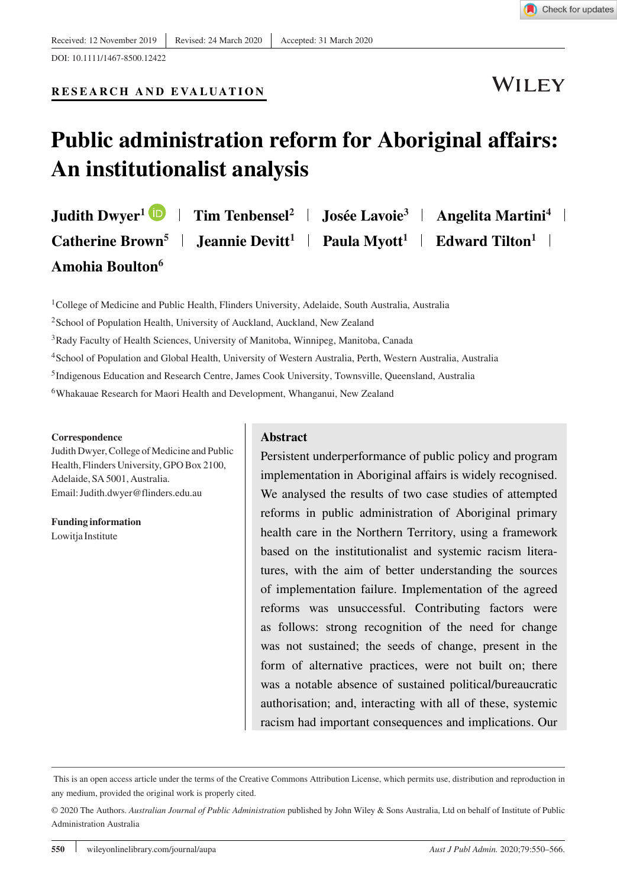Received: 12 November 2019 | Revised: 24 March 2020 | Accepted: 31 March 2020

DOI: 10.1111/1467-8500.12422

**RESEARCH AND EVALUATION**

# Public administration reform for Aboriginal affairs: An institutionalist analysis

**Judith Dwyer**[1] | **Tim Tenbensel**[2] | **Josée Lavoie**[3] | **Angelita Martini**[4] | **Catherine Brown**[5] | **Jeannie Devitt**[1] | **Paula Myott**[1] | **Edward Tilton**[1] | **Amohia Boulton**[6]

[1]College of Medicine and Public Health, Flinders University, Adelaide, South Australia, Australia

[2]School of Population Health, University of Auckland, Auckland, New Zealand

[3]Rady Faculty of Health Sciences, University of Manitoba, Winnipeg, Manitoba, Canada

[4]School of Population and Global Health, University of Western Australia, Perth, Western Australia, Australia

[5]Indigenous Education and Research Centre, James Cook University, Townsville, Queensland, Australia

[6]Whakauae Research for Maori Health and Development, Whanganui, New Zealand

**Correspondence**

Judith Dwyer, College of Medicine and Public Health, Flinders University, GPO Box 2100, Adelaide, SA 5001, Australia.
Email: Judith.dwyer@flinders.edu.au

**Funding information**

Lowitja Institute

## Abstract

Persistent underperformance of public policy and program implementation in Aboriginal affairs is widely recognised. We analysed the results of two case studies of attempted reforms in public administration of Aboriginal primary health care in the Northern Territory, using a framework based on the institutionalist and systemic racism literatures, with the aim of better understanding the sources of implementation failure. Implementation of the agreed reforms was unsuccessful. Contributing factors were as follows: strong recognition of the need for change was not sustained; the seeds of change, present in the form of alternative practices, were not built on; there was a notable absence of sustained political/bureaucratic authorisation; and, interacting with all of these, systemic racism had important consequences and implications. Our

This is an open access article under the terms of the Creative Commons Attribution License, which permits use, distribution and reproduction in any medium, provided the original work is properly cited.

© 2020 The Authors. *Australian Journal of Public Administration* published by John Wiley & Sons Australia, Ltd on behalf of Institute of Public Administration Australia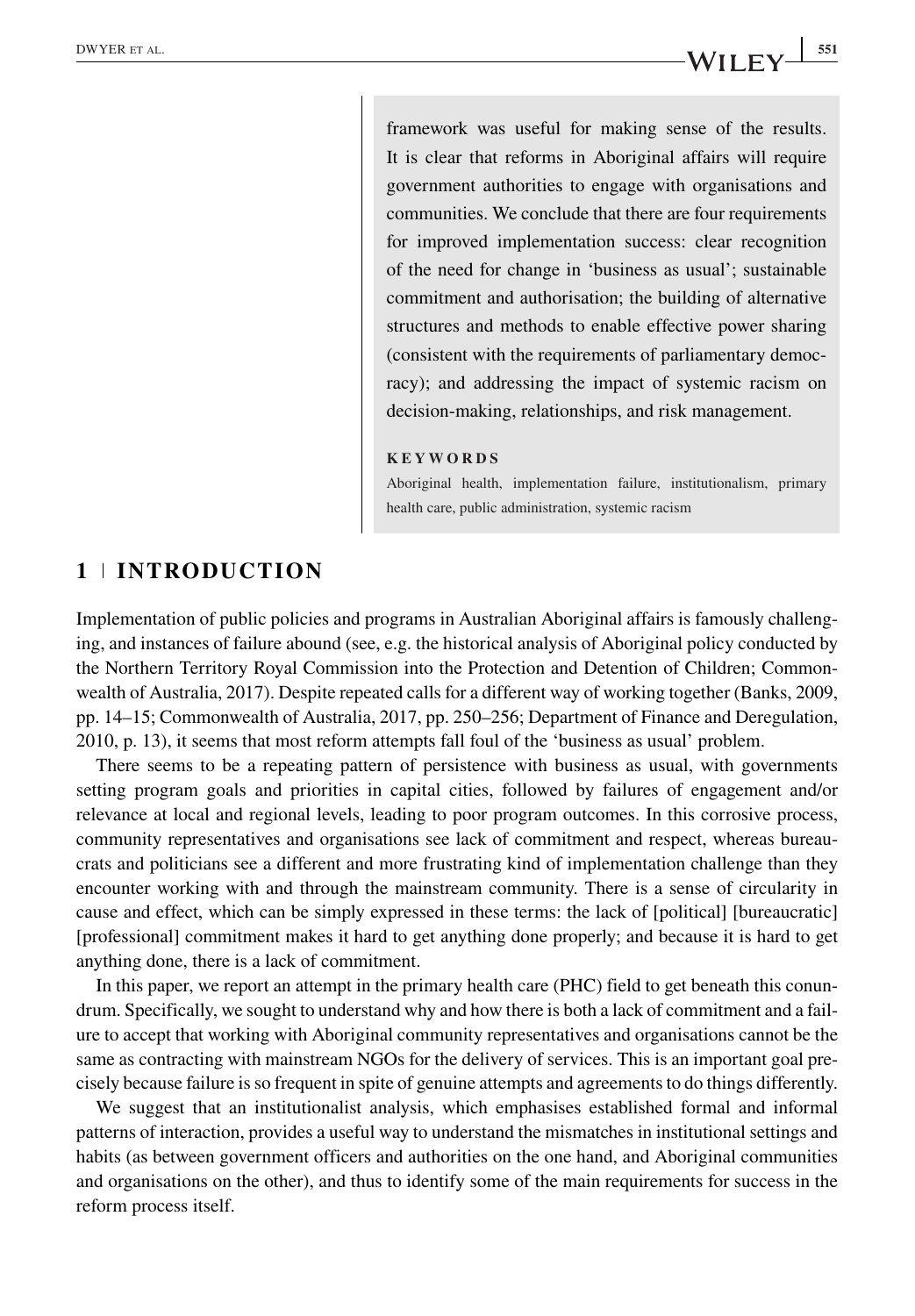framework was useful for making sense of the results. It is clear that reforms in Aboriginal affairs will require government authorities to engage with organisations and communities. We conclude that there are four requirements for improved implementation success: clear recognition of the need for change in 'business as usual'; sustainable commitment and authorisation; the building of alternative structures and methods to enable effective power sharing (consistent with the requirements of parliamentary democracy); and addressing the impact of systemic racism on decision-making, relationships, and risk management.

**KEYWORDS**

Aboriginal health, implementation failure, institutionalism, primary health care, public administration, systemic racism

## 1 | INTRODUCTION

Implementation of public policies and programs in Australian Aboriginal affairs is famously challenging, and instances of failure abound (see, e.g. the historical analysis of Aboriginal policy conducted by the Northern Territory Royal Commission into the Protection and Detention of Children; Commonwealth of Australia, 2017). Despite repeated calls for a different way of working together (Banks, 2009, pp. 14–15; Commonwealth of Australia, 2017, pp. 250–256; Department of Finance and Deregulation, 2010, p. 13), it seems that most reform attempts fall foul of the 'business as usual' problem.

There seems to be a repeating pattern of persistence with business as usual, with governments setting program goals and priorities in capital cities, followed by failures of engagement and/or relevance at local and regional levels, leading to poor program outcomes. In this corrosive process, community representatives and organisations see lack of commitment and respect, whereas bureaucrats and politicians see a different and more frustrating kind of implementation challenge than they encounter working with and through the mainstream community. There is a sense of circularity in cause and effect, which can be simply expressed in these terms: the lack of [political] [bureaucratic] [professional] commitment makes it hard to get anything done properly; and because it is hard to get anything done, there is a lack of commitment.

In this paper, we report an attempt in the primary health care (PHC) field to get beneath this conundrum. Specifically, we sought to understand why and how there is both a lack of commitment and a failure to accept that working with Aboriginal community representatives and organisations cannot be the same as contracting with mainstream NGOs for the delivery of services. This is an important goal precisely because failure is so frequent in spite of genuine attempts and agreements to do things differently.

We suggest that an institutionalist analysis, which emphasises established formal and informal patterns of interaction, provides a useful way to understand the mismatches in institutional settings and habits (as between government officers and authorities on the one hand, and Aboriginal communities and organisations on the other), and thus to identify some of the main requirements for success in the reform process itself.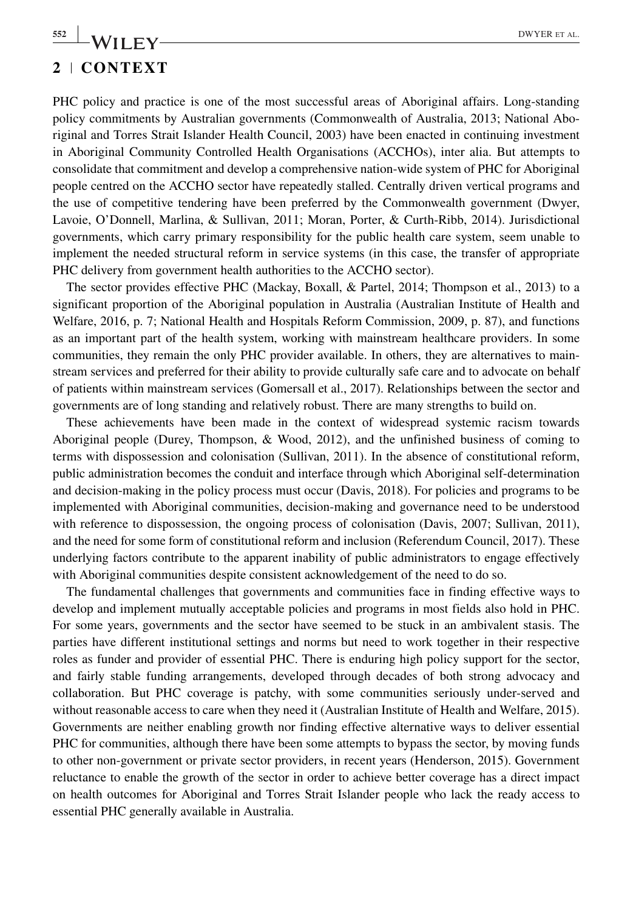## 2 | CONTEXT

PHC policy and practice is one of the most successful areas of Aboriginal affairs. Long-standing policy commitments by Australian governments (Commonwealth of Australia, 2013; National Aboriginal and Torres Strait Islander Health Council, 2003) have been enacted in continuing investment in Aboriginal Community Controlled Health Organisations (ACCHOs), inter alia. But attempts to consolidate that commitment and develop a comprehensive nation-wide system of PHC for Aboriginal people centred on the ACCHO sector have repeatedly stalled. Centrally driven vertical programs and the use of competitive tendering have been preferred by the Commonwealth government (Dwyer, Lavoie, O'Donnell, Marlina, & Sullivan, 2011; Moran, Porter, & Curth-Ribb, 2014). Jurisdictional governments, which carry primary responsibility for the public health care system, seem unable to implement the needed structural reform in service systems (in this case, the transfer of appropriate PHC delivery from government health authorities to the ACCHO sector).

The sector provides effective PHC (Mackay, Boxall, & Partel, 2014; Thompson et al., 2013) to a significant proportion of the Aboriginal population in Australia (Australian Institute of Health and Welfare, 2016, p. 7; National Health and Hospitals Reform Commission, 2009, p. 87), and functions as an important part of the health system, working with mainstream healthcare providers. In some communities, they remain the only PHC provider available. In others, they are alternatives to mainstream services and preferred for their ability to provide culturally safe care and to advocate on behalf of patients within mainstream services (Gomersall et al., 2017). Relationships between the sector and governments are of long standing and relatively robust. There are many strengths to build on.

These achievements have been made in the context of widespread systemic racism towards Aboriginal people (Durey, Thompson, & Wood, 2012), and the unfinished business of coming to terms with dispossession and colonisation (Sullivan, 2011). In the absence of constitutional reform, public administration becomes the conduit and interface through which Aboriginal self-determination and decision-making in the policy process must occur (Davis, 2018). For policies and programs to be implemented with Aboriginal communities, decision-making and governance need to be understood with reference to dispossession, the ongoing process of colonisation (Davis, 2007; Sullivan, 2011), and the need for some form of constitutional reform and inclusion (Referendum Council, 2017). These underlying factors contribute to the apparent inability of public administrators to engage effectively with Aboriginal communities despite consistent acknowledgement of the need to do so.

The fundamental challenges that governments and communities face in finding effective ways to develop and implement mutually acceptable policies and programs in most fields also hold in PHC. For some years, governments and the sector have seemed to be stuck in an ambivalent stasis. The parties have different institutional settings and norms but need to work together in their respective roles as funder and provider of essential PHC. There is enduring high policy support for the sector, and fairly stable funding arrangements, developed through decades of both strong advocacy and collaboration. But PHC coverage is patchy, with some communities seriously under-served and without reasonable access to care when they need it (Australian Institute of Health and Welfare, 2015). Governments are neither enabling growth nor finding effective alternative ways to deliver essential PHC for communities, although there have been some attempts to bypass the sector, by moving funds to other non-government or private sector providers, in recent years (Henderson, 2015). Government reluctance to enable the growth of the sector in order to achieve better coverage has a direct impact on health outcomes for Aboriginal and Torres Strait Islander people who lack the ready access to essential PHC generally available in Australia.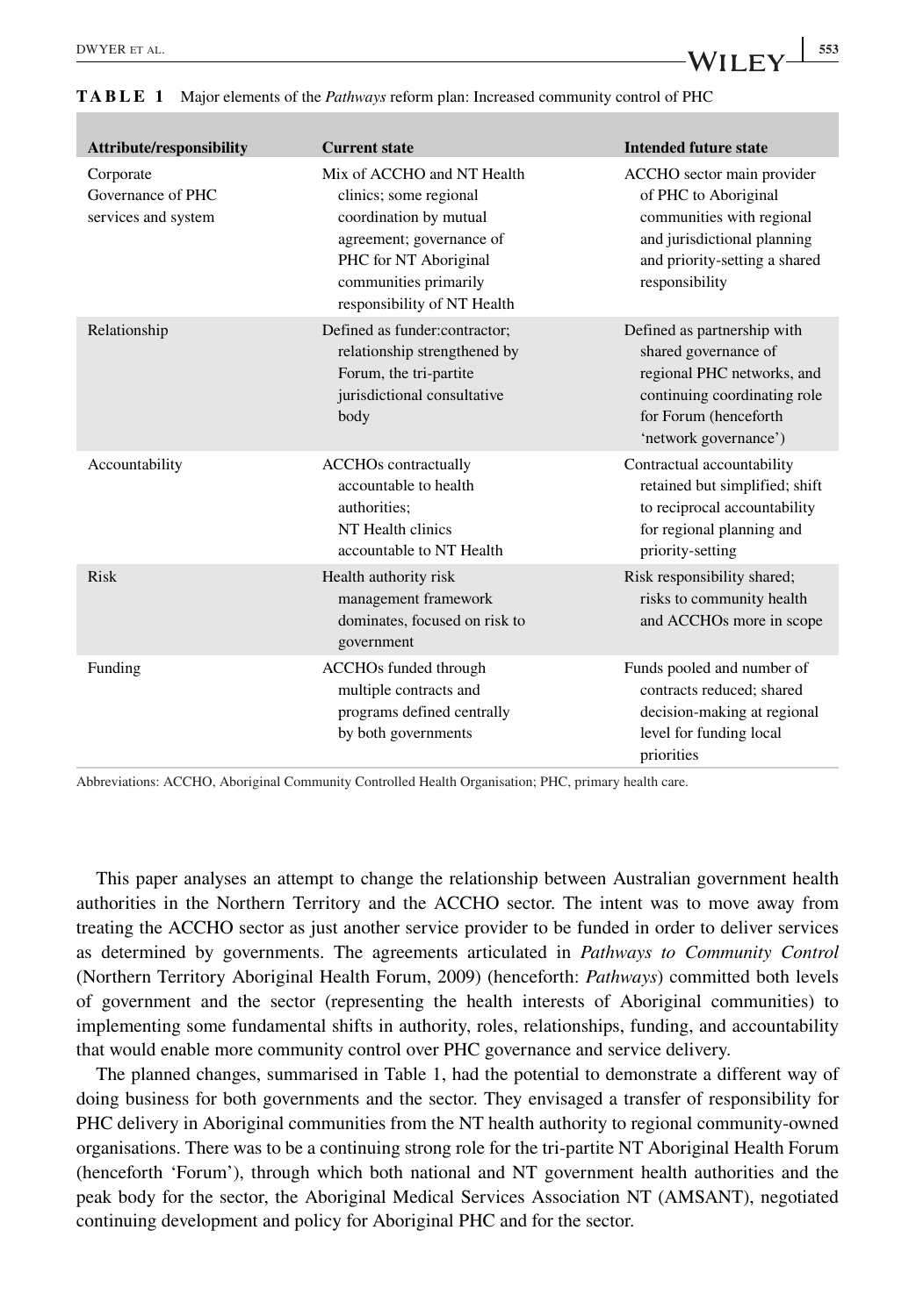**TABLE 1** Major elements of the *Pathways* reform plan: Increased community control of PHC

| Attribute/responsibility | Current state | Intended future state |
|---|---|---|
| Corporate Governance of PHC services and system | Mix of ACCHO and NT Health clinics; some regional coordination by mutual agreement; governance of PHC for NT Aboriginal communities primarily responsibility of NT Health | ACCHO sector main provider of PHC to Aboriginal communities with regional and jurisdictional planning and priority-setting a shared responsibility |
| Relationship | Defined as funder:contractor; relationship strengthened by Forum, the tri-partite jurisdictional consultative body | Defined as partnership with shared governance of regional PHC networks, and continuing coordinating role for Forum (henceforth 'network governance') |
| Accountability | ACCHOs contractually accountable to health authorities; NT Health clinics accountable to NT Health | Contractual accountability retained but simplified; shift to reciprocal accountability for regional planning and priority-setting |
| Risk | Health authority risk management framework dominates, focused on risk to government | Risk responsibility shared; risks to community health and ACCHOs more in scope |
| Funding | ACCHOs funded through multiple contracts and programs defined centrally by both governments | Funds pooled and number of contracts reduced; shared decision-making at regional level for funding local priorities |

Abbreviations: ACCHO, Aboriginal Community Controlled Health Organisation; PHC, primary health care.

This paper analyses an attempt to change the relationship between Australian government health authorities in the Northern Territory and the ACCHO sector. The intent was to move away from treating the ACCHO sector as just another service provider to be funded in order to deliver services as determined by governments. The agreements articulated in *Pathways to Community Control* (Northern Territory Aboriginal Health Forum, 2009) (henceforth: *Pathways*) committed both levels of government and the sector (representing the health interests of Aboriginal communities) to implementing some fundamental shifts in authority, roles, relationships, funding, and accountability that would enable more community control over PHC governance and service delivery.

The planned changes, summarised in Table 1, had the potential to demonstrate a different way of doing business for both governments and the sector. They envisaged a transfer of responsibility for PHC delivery in Aboriginal communities from the NT health authority to regional community-owned organisations. There was to be a continuing strong role for the tri-partite NT Aboriginal Health Forum (henceforth 'Forum'), through which both national and NT government health authorities and the peak body for the sector, the Aboriginal Medical Services Association NT (AMSANT), negotiated continuing development and policy for Aboriginal PHC and for the sector.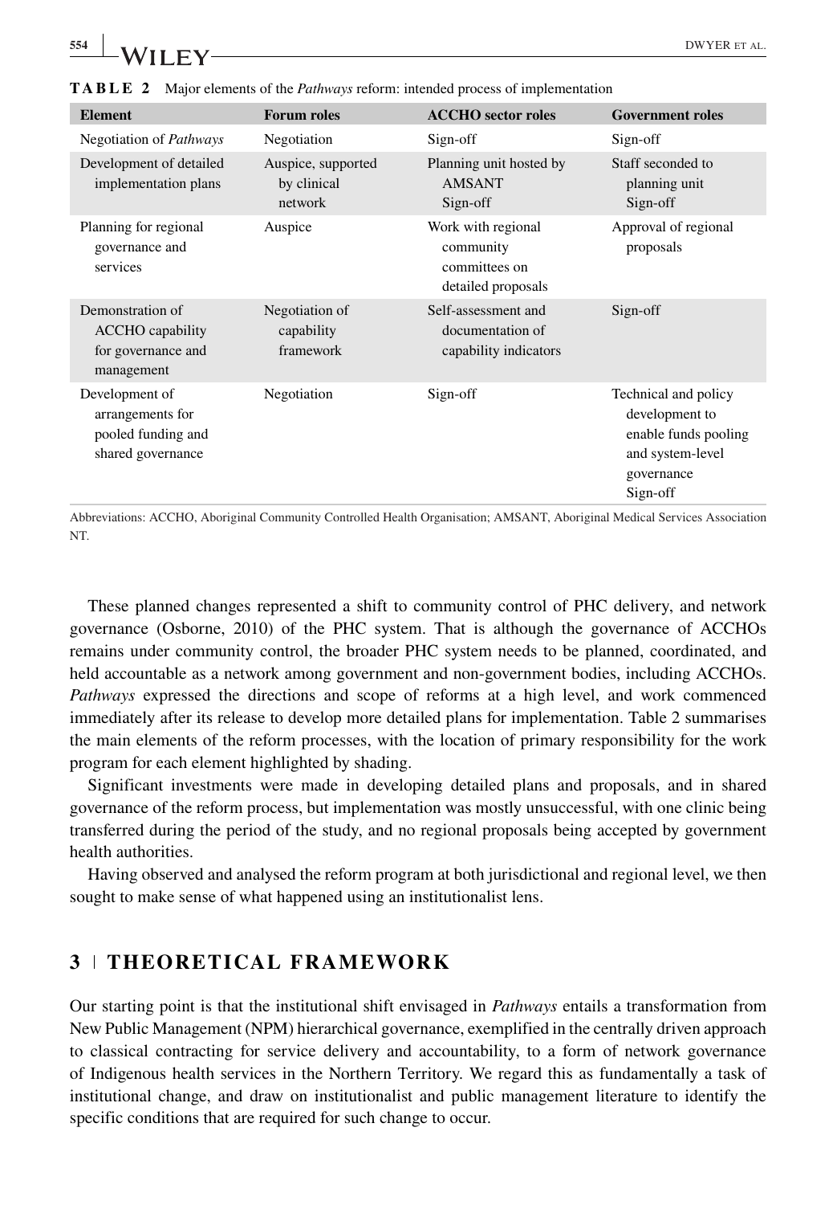**TABLE 2** Major elements of the *Pathways* reform: intended process of implementation

| Element | Forum roles | ACCHO sector roles | Government roles |
|---|---|---|---|
| Negotiation of *Pathways* | Negotiation | Sign-off | Sign-off |
| Development of detailed implementation plans | Auspice, supported by clinical network | Planning unit hosted by AMSANT<br>Sign-off | Staff seconded to planning unit<br>Sign-off |
| Planning for regional governance and services | Auspice | Work with regional community committees on detailed proposals | Approval of regional proposals |
| Demonstration of ACCHO capability for governance and management | Negotiation of capability framework | Self-assessment and documentation of capability indicators | Sign-off |
| Development of arrangements for pooled funding and shared governance | Negotiation | Sign-off | Technical and policy development to enable funds pooling and system-level governance<br>Sign-off |

Abbreviations: ACCHO, Aboriginal Community Controlled Health Organisation; AMSANT, Aboriginal Medical Services Association NT.

These planned changes represented a shift to community control of PHC delivery, and network governance (Osborne, 2010) of the PHC system. That is although the governance of ACCHOs remains under community control, the broader PHC system needs to be planned, coordinated, and held accountable as a network among government and non-government bodies, including ACCHOs. *Pathways* expressed the directions and scope of reforms at a high level, and work commenced immediately after its release to develop more detailed plans for implementation. Table 2 summarises the main elements of the reform processes, with the location of primary responsibility for the work program for each element highlighted by shading.

Significant investments were made in developing detailed plans and proposals, and in shared governance of the reform process, but implementation was mostly unsuccessful, with one clinic being transferred during the period of the study, and no regional proposals being accepted by government health authorities.

Having observed and analysed the reform program at both jurisdictional and regional level, we then sought to make sense of what happened using an institutionalist lens.

## 3 | THEORETICAL FRAMEWORK

Our starting point is that the institutional shift envisaged in *Pathways* entails a transformation from New Public Management (NPM) hierarchical governance, exemplified in the centrally driven approach to classical contracting for service delivery and accountability, to a form of network governance of Indigenous health services in the Northern Territory. We regard this as fundamentally a task of institutional change, and draw on institutionalist and public management literature to identify the specific conditions that are required for such change to occur.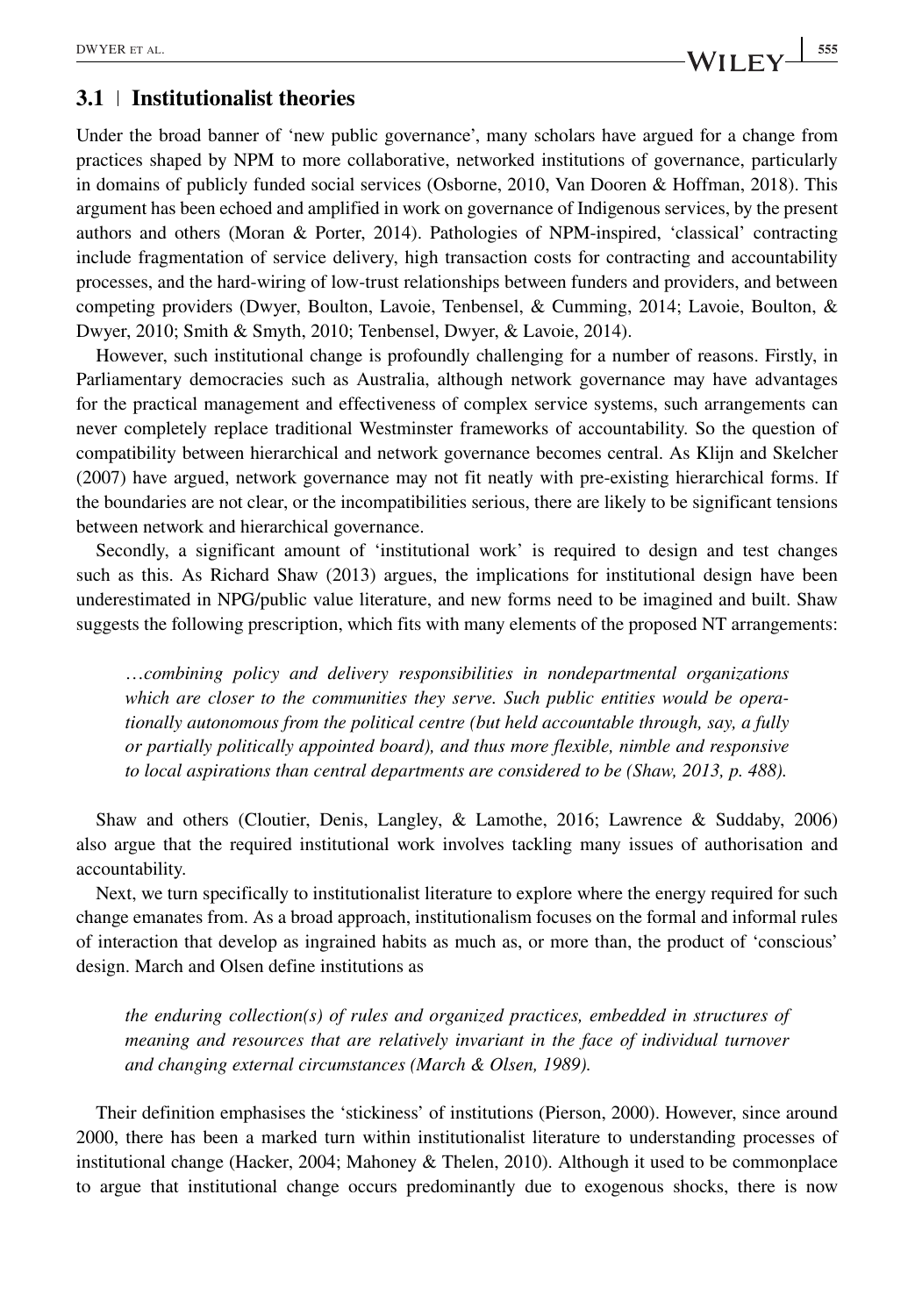### 3.1 | Institutionalist theories

Under the broad banner of 'new public governance', many scholars have argued for a change from practices shaped by NPM to more collaborative, networked institutions of governance, particularly in domains of publicly funded social services (Osborne, 2010, Van Dooren & Hoffman, 2018). This argument has been echoed and amplified in work on governance of Indigenous services, by the present authors and others (Moran & Porter, 2014). Pathologies of NPM-inspired, 'classical' contracting include fragmentation of service delivery, high transaction costs for contracting and accountability processes, and the hard-wiring of low-trust relationships between funders and providers, and between competing providers (Dwyer, Boulton, Lavoie, Tenbensel, & Cumming, 2014; Lavoie, Boulton, & Dwyer, 2010; Smith & Smyth, 2010; Tenbensel, Dwyer, & Lavoie, 2014).

However, such institutional change is profoundly challenging for a number of reasons. Firstly, in Parliamentary democracies such as Australia, although network governance may have advantages for the practical management and effectiveness of complex service systems, such arrangements can never completely replace traditional Westminster frameworks of accountability. So the question of compatibility between hierarchical and network governance becomes central. As Klijn and Skelcher (2007) have argued, network governance may not fit neatly with pre-existing hierarchical forms. If the boundaries are not clear, or the incompatibilities serious, there are likely to be significant tensions between network and hierarchical governance.

Secondly, a significant amount of 'institutional work' is required to design and test changes such as this. As Richard Shaw (2013) argues, the implications for institutional design have been underestimated in NPG/public value literature, and new forms need to be imagined and built. Shaw suggests the following prescription, which fits with many elements of the proposed NT arrangements:

> *…combining policy and delivery responsibilities in nondepartmental organizations which are closer to the communities they serve. Such public entities would be operationally autonomous from the political centre (but held accountable through, say, a fully or partially politically appointed board), and thus more flexible, nimble and responsive to local aspirations than central departments are considered to be (Shaw, 2013, p. 488).*

Shaw and others (Cloutier, Denis, Langley, & Lamothe, 2016; Lawrence & Suddaby, 2006) also argue that the required institutional work involves tackling many issues of authorisation and accountability.

Next, we turn specifically to institutionalist literature to explore where the energy required for such change emanates from. As a broad approach, institutionalism focuses on the formal and informal rules of interaction that develop as ingrained habits as much as, or more than, the product of 'conscious' design. March and Olsen define institutions as

> *the enduring collection(s) of rules and organized practices, embedded in structures of meaning and resources that are relatively invariant in the face of individual turnover and changing external circumstances (March & Olsen, 1989).*

Their definition emphasises the 'stickiness' of institutions (Pierson, 2000). However, since around 2000, there has been a marked turn within institutionalist literature to understanding processes of institutional change (Hacker, 2004; Mahoney & Thelen, 2010). Although it used to be commonplace to argue that institutional change occurs predominantly due to exogenous shocks, there is now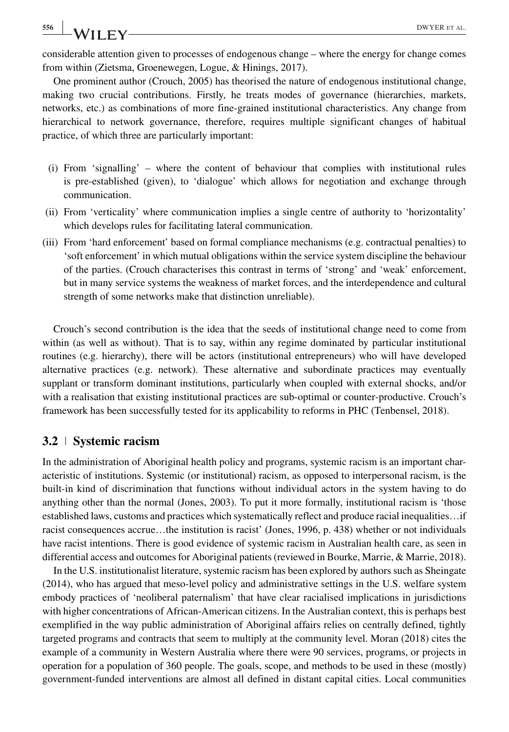considerable attention given to processes of endogenous change – where the energy for change comes from within (Zietsma, Groenewegen, Logue, & Hinings, 2017).

One prominent author (Crouch, 2005) has theorised the nature of endogenous institutional change, making two crucial contributions. Firstly, he treats modes of governance (hierarchies, markets, networks, etc.) as combinations of more fine-grained institutional characteristics. Any change from hierarchical to network governance, therefore, requires multiple significant changes of habitual practice, of which three are particularly important:

- (i) From 'signalling' – where the content of behaviour that complies with institutional rules is pre-established (given), to 'dialogue' which allows for negotiation and exchange through communication.
- (ii) From 'verticality' where communication implies a single centre of authority to 'horizontality' which develops rules for facilitating lateral communication.
- (iii) From 'hard enforcement' based on formal compliance mechanisms (e.g. contractual penalties) to 'soft enforcement' in which mutual obligations within the service system discipline the behaviour of the parties. (Crouch characterises this contrast in terms of 'strong' and 'weak' enforcement, but in many service systems the weakness of market forces, and the interdependence and cultural strength of some networks make that distinction unreliable).

Crouch's second contribution is the idea that the seeds of institutional change need to come from within (as well as without). That is to say, within any regime dominated by particular institutional routines (e.g. hierarchy), there will be actors (institutional entrepreneurs) who will have developed alternative practices (e.g. network). These alternative and subordinate practices may eventually supplant or transform dominant institutions, particularly when coupled with external shocks, and/or with a realisation that existing institutional practices are sub-optimal or counter-productive. Crouch's framework has been successfully tested for its applicability to reforms in PHC (Tenbensel, 2018).

## 3.2 | Systemic racism

In the administration of Aboriginal health policy and programs, systemic racism is an important characteristic of institutions. Systemic (or institutional) racism, as opposed to interpersonal racism, is the built-in kind of discrimination that functions without individual actors in the system having to do anything other than the normal (Jones, 2003). To put it more formally, institutional racism is 'those established laws, customs and practices which systematically reflect and produce racial inequalities…if racist consequences accrue…the institution is racist' (Jones, 1996, p. 438) whether or not individuals have racist intentions. There is good evidence of systemic racism in Australian health care, as seen in differential access and outcomes for Aboriginal patients (reviewed in Bourke, Marrie, & Marrie, 2018).

In the U.S. institutionalist literature, systemic racism has been explored by authors such as Sheingate (2014), who has argued that meso-level policy and administrative settings in the U.S. welfare system embody practices of 'neoliberal paternalism' that have clear racialised implications in jurisdictions with higher concentrations of African-American citizens. In the Australian context, this is perhaps best exemplified in the way public administration of Aboriginal affairs relies on centrally defined, tightly targeted programs and contracts that seem to multiply at the community level. Moran (2018) cites the example of a community in Western Australia where there were 90 services, programs, or projects in operation for a population of 360 people. The goals, scope, and methods to be used in these (mostly) government-funded interventions are almost all defined in distant capital cities. Local communities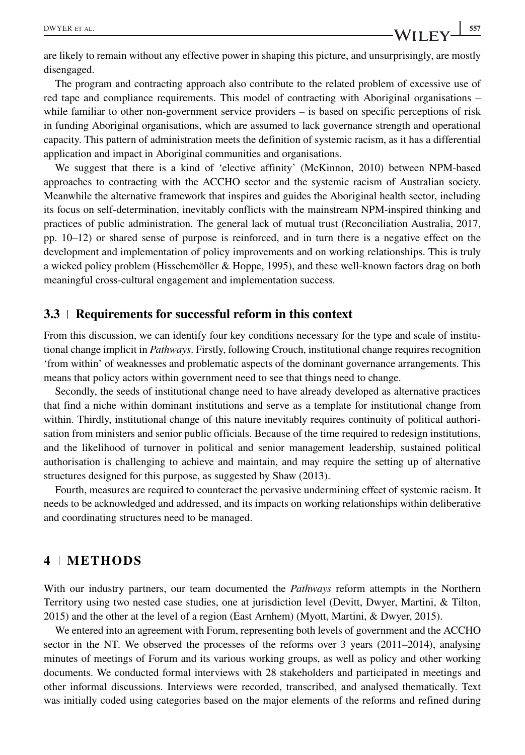are likely to remain without any effective power in shaping this picture, and unsurprisingly, are mostly disengaged.

The program and contracting approach also contribute to the related problem of excessive use of red tape and compliance requirements. This model of contracting with Aboriginal organisations – while familiar to other non-government service providers – is based on specific perceptions of risk in funding Aboriginal organisations, which are assumed to lack governance strength and operational capacity. This pattern of administration meets the definition of systemic racism, as it has a differential application and impact in Aboriginal communities and organisations.

We suggest that there is a kind of 'elective affinity' (McKinnon, 2010) between NPM-based approaches to contracting with the ACCHO sector and the systemic racism of Australian society. Meanwhile the alternative framework that inspires and guides the Aboriginal health sector, including its focus on self-determination, inevitably conflicts with the mainstream NPM-inspired thinking and practices of public administration. The general lack of mutual trust (Reconciliation Australia, 2017, pp. 10–12) or shared sense of purpose is reinforced, and in turn there is a negative effect on the development and implementation of policy improvements and on working relationships. This is truly a wicked policy problem (Hisschemöller & Hoppe, 1995), and these well-known factors drag on both meaningful cross-cultural engagement and implementation success.

### 3.3 | Requirements for successful reform in this context

From this discussion, we can identify four key conditions necessary for the type and scale of institutional change implicit in *Pathways*. Firstly, following Crouch, institutional change requires recognition 'from within' of weaknesses and problematic aspects of the dominant governance arrangements. This means that policy actors within government need to see that things need to change.

Secondly, the seeds of institutional change need to have already developed as alternative practices that find a niche within dominant institutions and serve as a template for institutional change from within. Thirdly, institutional change of this nature inevitably requires continuity of political authorisation from ministers and senior public officials. Because of the time required to redesign institutions, and the likelihood of turnover in political and senior management leadership, sustained political authorisation is challenging to achieve and maintain, and may require the setting up of alternative structures designed for this purpose, as suggested by Shaw (2013).

Fourth, measures are required to counteract the pervasive undermining effect of systemic racism. It needs to be acknowledged and addressed, and its impacts on working relationships within deliberative and coordinating structures need to be managed.

## 4 | METHODS

With our industry partners, our team documented the *Pathways* reform attempts in the Northern Territory using two nested case studies, one at jurisdiction level (Devitt, Dwyer, Martini, & Tilton, 2015) and the other at the level of a region (East Arnhem) (Myott, Martini, & Dwyer, 2015).

We entered into an agreement with Forum, representing both levels of government and the ACCHO sector in the NT. We observed the processes of the reforms over 3 years (2011–2014), analysing minutes of meetings of Forum and its various working groups, as well as policy and other working documents. We conducted formal interviews with 28 stakeholders and participated in meetings and other informal discussions. Interviews were recorded, transcribed, and analysed thematically. Text was initially coded using categories based on the major elements of the reforms and refined during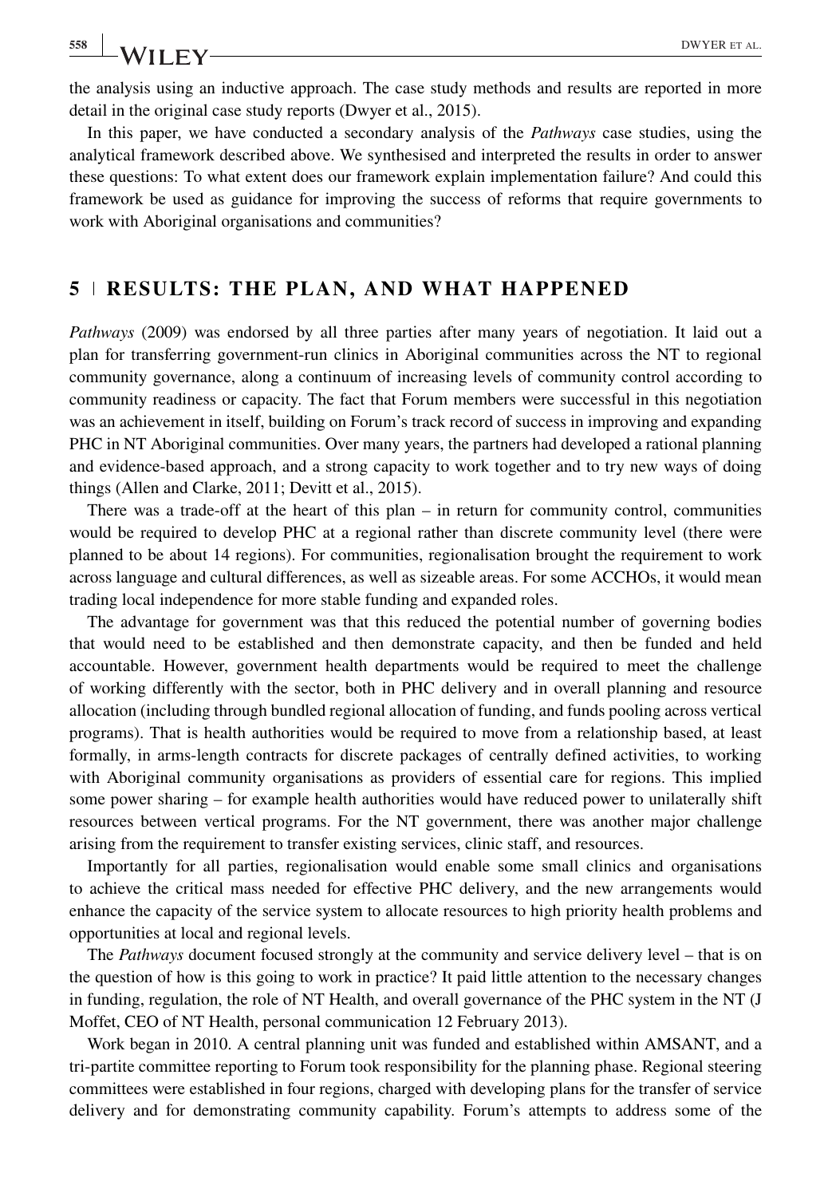the analysis using an inductive approach. The case study methods and results are reported in more detail in the original case study reports (Dwyer et al., 2015).

In this paper, we have conducted a secondary analysis of the *Pathways* case studies, using the analytical framework described above. We synthesised and interpreted the results in order to answer these questions: To what extent does our framework explain implementation failure? And could this framework be used as guidance for improving the success of reforms that require governments to work with Aboriginal organisations and communities?

## 5 | RESULTS: THE PLAN, AND WHAT HAPPENED

*Pathways* (2009) was endorsed by all three parties after many years of negotiation. It laid out a plan for transferring government-run clinics in Aboriginal communities across the NT to regional community governance, along a continuum of increasing levels of community control according to community readiness or capacity. The fact that Forum members were successful in this negotiation was an achievement in itself, building on Forum's track record of success in improving and expanding PHC in NT Aboriginal communities. Over many years, the partners had developed a rational planning and evidence-based approach, and a strong capacity to work together and to try new ways of doing things (Allen and Clarke, 2011; Devitt et al., 2015).

There was a trade-off at the heart of this plan – in return for community control, communities would be required to develop PHC at a regional rather than discrete community level (there were planned to be about 14 regions). For communities, regionalisation brought the requirement to work across language and cultural differences, as well as sizeable areas. For some ACCHOs, it would mean trading local independence for more stable funding and expanded roles.

The advantage for government was that this reduced the potential number of governing bodies that would need to be established and then demonstrate capacity, and then be funded and held accountable. However, government health departments would be required to meet the challenge of working differently with the sector, both in PHC delivery and in overall planning and resource allocation (including through bundled regional allocation of funding, and funds pooling across vertical programs). That is health authorities would be required to move from a relationship based, at least formally, in arms-length contracts for discrete packages of centrally defined activities, to working with Aboriginal community organisations as providers of essential care for regions. This implied some power sharing – for example health authorities would have reduced power to unilaterally shift resources between vertical programs. For the NT government, there was another major challenge arising from the requirement to transfer existing services, clinic staff, and resources.

Importantly for all parties, regionalisation would enable some small clinics and organisations to achieve the critical mass needed for effective PHC delivery, and the new arrangements would enhance the capacity of the service system to allocate resources to high priority health problems and opportunities at local and regional levels.

The *Pathways* document focused strongly at the community and service delivery level – that is on the question of how is this going to work in practice? It paid little attention to the necessary changes in funding, regulation, the role of NT Health, and overall governance of the PHC system in the NT (J Moffet, CEO of NT Health, personal communication 12 February 2013).

Work began in 2010. A central planning unit was funded and established within AMSANT, and a tri-partite committee reporting to Forum took responsibility for the planning phase. Regional steering committees were established in four regions, charged with developing plans for the transfer of service delivery and for demonstrating community capability. Forum's attempts to address some of the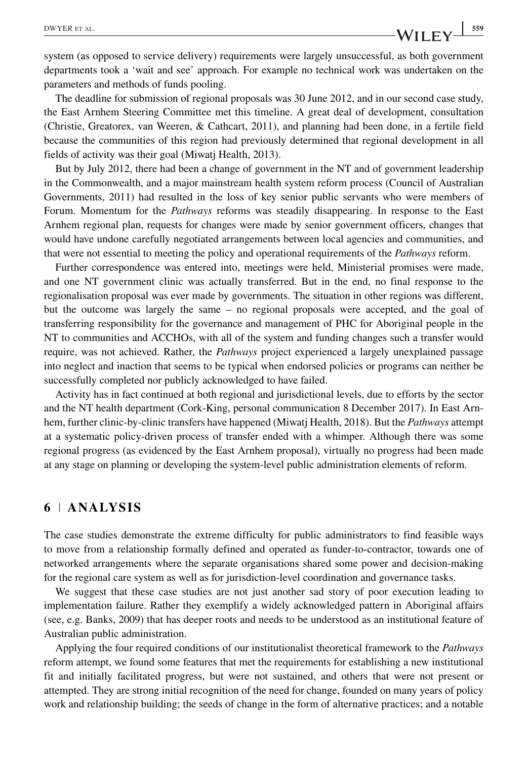system (as opposed to service delivery) requirements were largely unsuccessful, as both government departments took a 'wait and see' approach. For example no technical work was undertaken on the parameters and methods of funds pooling.

The deadline for submission of regional proposals was 30 June 2012, and in our second case study, the East Arnhem Steering Committee met this timeline. A great deal of development, consultation (Christie, Greatorex, van Weeren, & Cathcart, 2011), and planning had been done, in a fertile field because the communities of this region had previously determined that regional development in all fields of activity was their goal (Miwatj Health, 2013).

But by July 2012, there had been a change of government in the NT and of government leadership in the Commonwealth, and a major mainstream health system reform process (Council of Australian Governments, 2011) had resulted in the loss of key senior public servants who were members of Forum. Momentum for the *Pathways* reforms was steadily disappearing. In response to the East Arnhem regional plan, requests for changes were made by senior government officers, changes that would have undone carefully negotiated arrangements between local agencies and communities, and that were not essential to meeting the policy and operational requirements of the *Pathways* reform.

Further correspondence was entered into, meetings were held, Ministerial promises were made, and one NT government clinic was actually transferred. But in the end, no final response to the regionalisation proposal was ever made by governments. The situation in other regions was different, but the outcome was largely the same – no regional proposals were accepted, and the goal of transferring responsibility for the governance and management of PHC for Aboriginal people in the NT to communities and ACCHOs, with all of the system and funding changes such a transfer would require, was not achieved. Rather, the *Pathways* project experienced a largely unexplained passage into neglect and inaction that seems to be typical when endorsed policies or programs can neither be successfully completed nor publicly acknowledged to have failed.

Activity has in fact continued at both regional and jurisdictional levels, due to efforts by the sector and the NT health department (Cork-King, personal communication 8 December 2017). In East Arnhem, further clinic-by-clinic transfers have happened (Miwatj Health, 2018). But the *Pathways* attempt at a systematic policy-driven process of transfer ended with a whimper. Although there was some regional progress (as evidenced by the East Arnhem proposal), virtually no progress had been made at any stage on planning or developing the system-level public administration elements of reform.

## 6 | ANALYSIS

The case studies demonstrate the extreme difficulty for public administrators to find feasible ways to move from a relationship formally defined and operated as funder-to-contractor, towards one of networked arrangements where the separate organisations shared some power and decision-making for the regional care system as well as for jurisdiction-level coordination and governance tasks.

We suggest that these case studies are not just another sad story of poor execution leading to implementation failure. Rather they exemplify a widely acknowledged pattern in Aboriginal affairs (see, e.g. Banks, 2009) that has deeper roots and needs to be understood as an institutional feature of Australian public administration.

Applying the four required conditions of our institutionalist theoretical framework to the *Pathways* reform attempt, we found some features that met the requirements for establishing a new institutional fit and initially facilitated progress, but were not sustained, and others that were not present or attempted. They are strong initial recognition of the need for change, founded on many years of policy work and relationship building; the seeds of change in the form of alternative practices; and a notable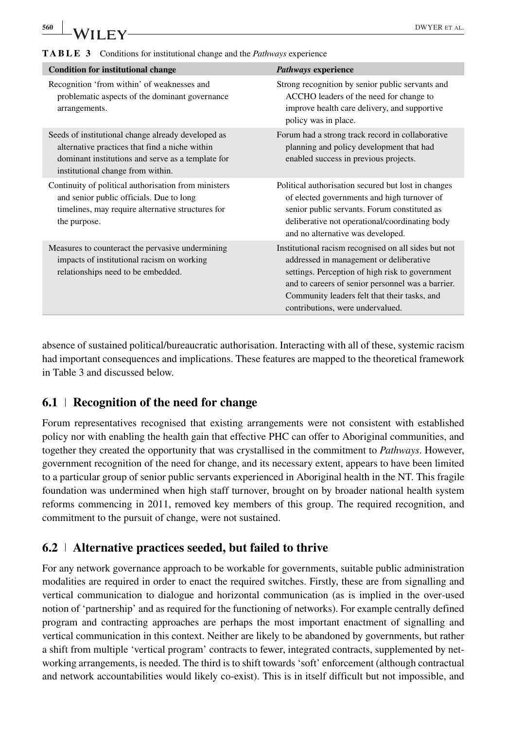**TABLE 3** Conditions for institutional change and the *Pathways* experience

| Condition for institutional change | *Pathways* experience |
| --- | --- |
| Recognition 'from within' of weaknesses and problematic aspects of the dominant governance arrangements. | Strong recognition by senior public servants and ACCHO leaders of the need for change to improve health care delivery, and supportive policy was in place. |
| Seeds of institutional change already developed as alternative practices that find a niche within dominant institutions and serve as a template for institutional change from within. | Forum had a strong track record in collaborative planning and policy development that had enabled success in previous projects. |
| Continuity of political authorisation from ministers and senior public officials. Due to long timelines, may require alternative structures for the purpose. | Political authorisation secured but lost in changes of elected governments and high turnover of senior public servants. Forum constituted as deliberative not operational/coordinating body and no alternative was developed. |
| Measures to counteract the pervasive undermining impacts of institutional racism on working relationships need to be embedded. | Institutional racism recognised on all sides but not addressed in management or deliberative settings. Perception of high risk to government and to careers of senior personnel was a barrier. Community leaders felt that their tasks, and contributions, were undervalued. |

absence of sustained political/bureaucratic authorisation. Interacting with all of these, systemic racism had important consequences and implications. These features are mapped to the theoretical framework in Table 3 and discussed below.

## 6.1 | Recognition of the need for change

Forum representatives recognised that existing arrangements were not consistent with established policy nor with enabling the health gain that effective PHC can offer to Aboriginal communities, and together they created the opportunity that was crystallised in the commitment to *Pathways*. However, government recognition of the need for change, and its necessary extent, appears to have been limited to a particular group of senior public servants experienced in Aboriginal health in the NT. This fragile foundation was undermined when high staff turnover, brought on by broader national health system reforms commencing in 2011, removed key members of this group. The required recognition, and commitment to the pursuit of change, were not sustained.

## 6.2 | Alternative practices seeded, but failed to thrive

For any network governance approach to be workable for governments, suitable public administration modalities are required in order to enact the required switches. Firstly, these are from signalling and vertical communication to dialogue and horizontal communication (as is implied in the over-used notion of 'partnership' and as required for the functioning of networks). For example centrally defined program and contracting approaches are perhaps the most important enactment of signalling and vertical communication in this context. Neither are likely to be abandoned by governments, but rather a shift from multiple 'vertical program' contracts to fewer, integrated contracts, supplemented by networking arrangements, is needed. The third is to shift towards 'soft' enforcement (although contractual and network accountabilities would likely co-exist). This is in itself difficult but not impossible, and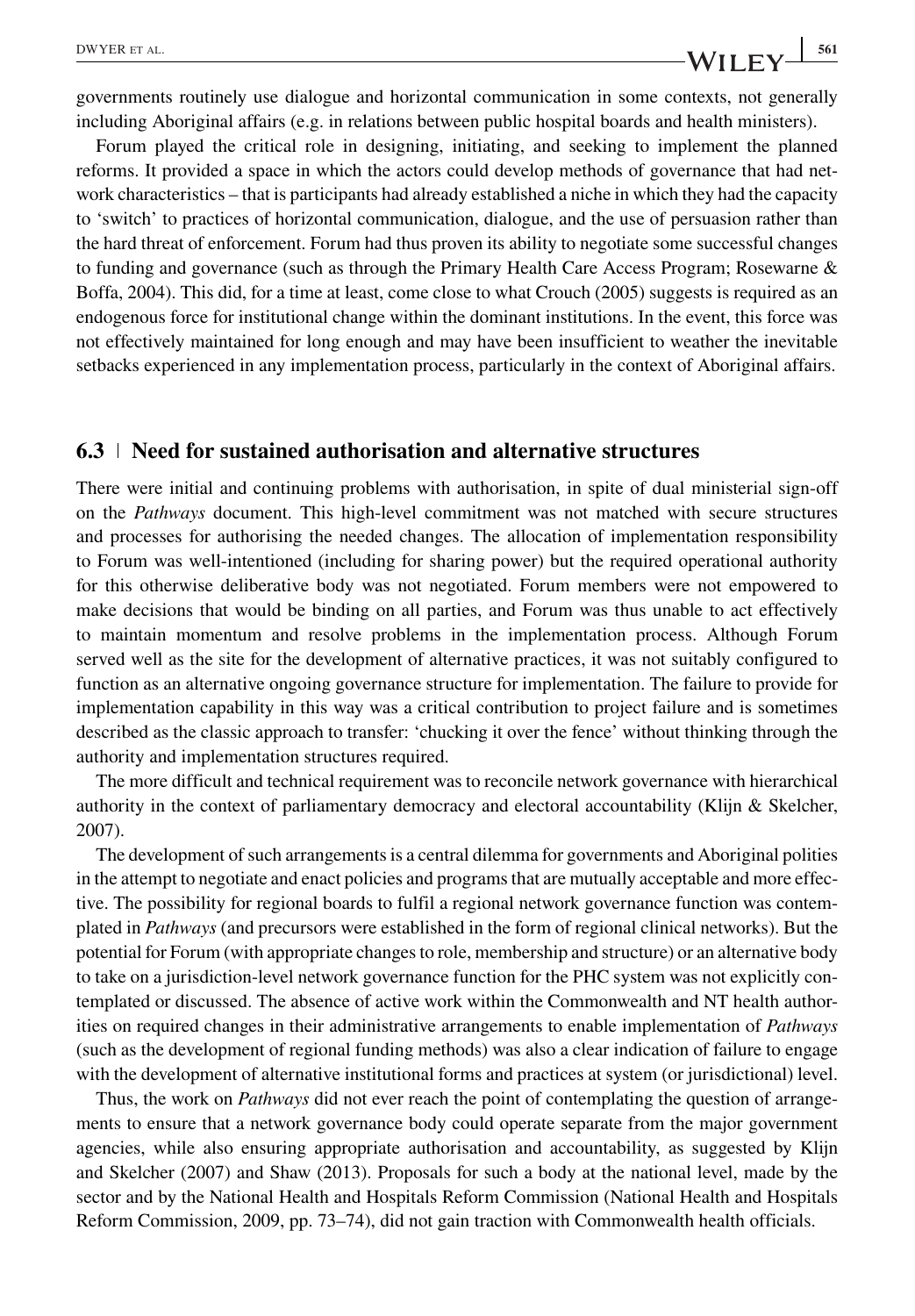governments routinely use dialogue and horizontal communication in some contexts, not generally including Aboriginal affairs (e.g. in relations between public hospital boards and health ministers).

Forum played the critical role in designing, initiating, and seeking to implement the planned reforms. It provided a space in which the actors could develop methods of governance that had network characteristics – that is participants had already established a niche in which they had the capacity to 'switch' to practices of horizontal communication, dialogue, and the use of persuasion rather than the hard threat of enforcement. Forum had thus proven its ability to negotiate some successful changes to funding and governance (such as through the Primary Health Care Access Program; Rosewarne & Boffa, 2004). This did, for a time at least, come close to what Crouch (2005) suggests is required as an endogenous force for institutional change within the dominant institutions. In the event, this force was not effectively maintained for long enough and may have been insufficient to weather the inevitable setbacks experienced in any implementation process, particularly in the context of Aboriginal affairs.

### 6.3 | Need for sustained authorisation and alternative structures

There were initial and continuing problems with authorisation, in spite of dual ministerial sign-off on the *Pathways* document. This high-level commitment was not matched with secure structures and processes for authorising the needed changes. The allocation of implementation responsibility to Forum was well-intentioned (including for sharing power) but the required operational authority for this otherwise deliberative body was not negotiated. Forum members were not empowered to make decisions that would be binding on all parties, and Forum was thus unable to act effectively to maintain momentum and resolve problems in the implementation process. Although Forum served well as the site for the development of alternative practices, it was not suitably configured to function as an alternative ongoing governance structure for implementation. The failure to provide for implementation capability in this way was a critical contribution to project failure and is sometimes described as the classic approach to transfer: 'chucking it over the fence' without thinking through the authority and implementation structures required.

The more difficult and technical requirement was to reconcile network governance with hierarchical authority in the context of parliamentary democracy and electoral accountability (Klijn & Skelcher, 2007).

The development of such arrangements is a central dilemma for governments and Aboriginal polities in the attempt to negotiate and enact policies and programs that are mutually acceptable and more effective. The possibility for regional boards to fulfil a regional network governance function was contemplated in *Pathways* (and precursors were established in the form of regional clinical networks). But the potential for Forum (with appropriate changes to role, membership and structure) or an alternative body to take on a jurisdiction-level network governance function for the PHC system was not explicitly contemplated or discussed. The absence of active work within the Commonwealth and NT health authorities on required changes in their administrative arrangements to enable implementation of *Pathways* (such as the development of regional funding methods) was also a clear indication of failure to engage with the development of alternative institutional forms and practices at system (or jurisdictional) level.

Thus, the work on *Pathways* did not ever reach the point of contemplating the question of arrangements to ensure that a network governance body could operate separate from the major government agencies, while also ensuring appropriate authorisation and accountability, as suggested by Klijn and Skelcher (2007) and Shaw (2013). Proposals for such a body at the national level, made by the sector and by the National Health and Hospitals Reform Commission (National Health and Hospitals Reform Commission, 2009, pp. 73–74), did not gain traction with Commonwealth health officials.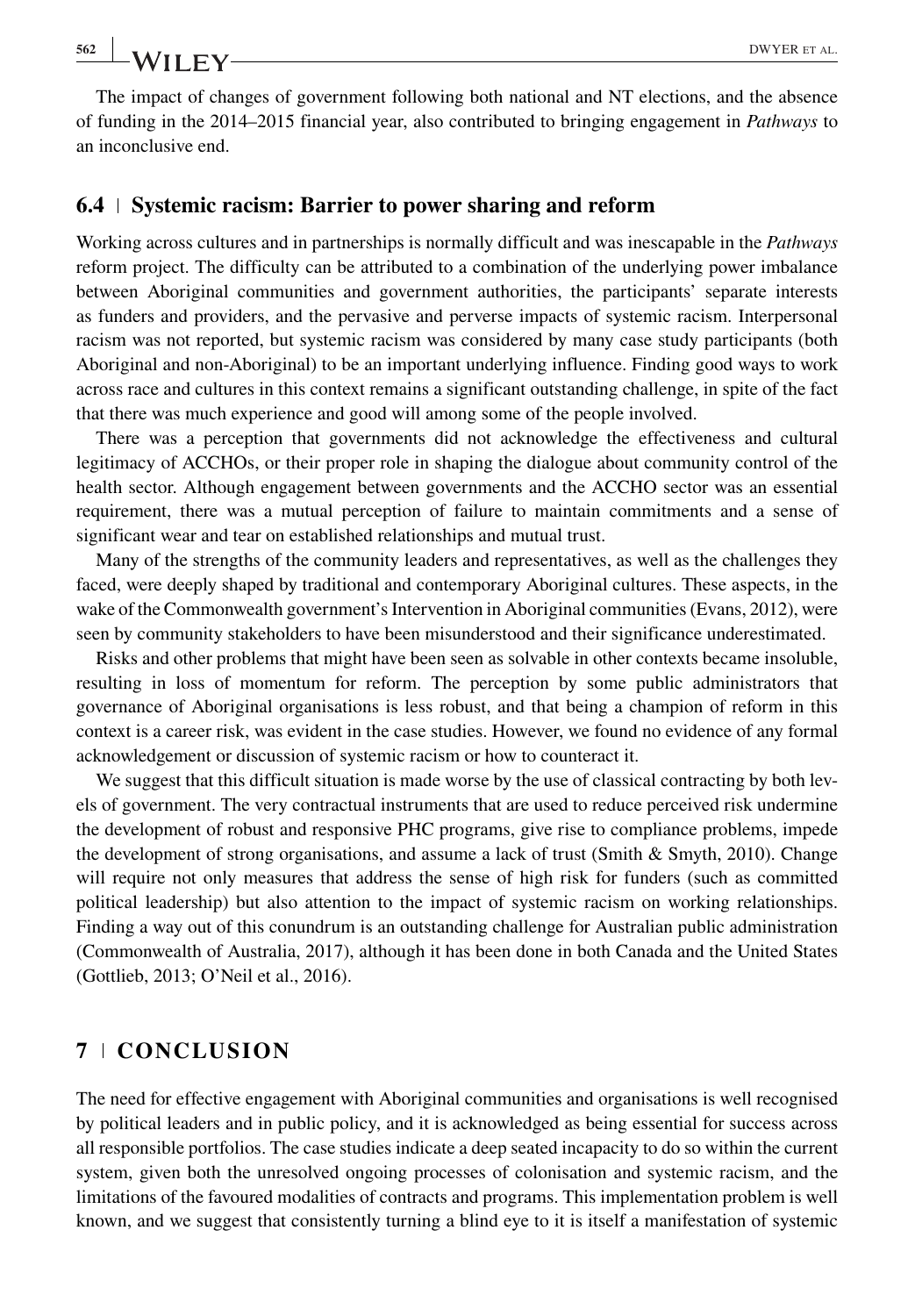The impact of changes of government following both national and NT elections, and the absence of funding in the 2014–2015 financial year, also contributed to bringing engagement in *Pathways* to an inconclusive end.

### 6.4 | Systemic racism: Barrier to power sharing and reform

Working across cultures and in partnerships is normally difficult and was inescapable in the *Pathways* reform project. The difficulty can be attributed to a combination of the underlying power imbalance between Aboriginal communities and government authorities, the participants' separate interests as funders and providers, and the pervasive and perverse impacts of systemic racism. Interpersonal racism was not reported, but systemic racism was considered by many case study participants (both Aboriginal and non-Aboriginal) to be an important underlying influence. Finding good ways to work across race and cultures in this context remains a significant outstanding challenge, in spite of the fact that there was much experience and good will among some of the people involved.

There was a perception that governments did not acknowledge the effectiveness and cultural legitimacy of ACCHOs, or their proper role in shaping the dialogue about community control of the health sector. Although engagement between governments and the ACCHO sector was an essential requirement, there was a mutual perception of failure to maintain commitments and a sense of significant wear and tear on established relationships and mutual trust.

Many of the strengths of the community leaders and representatives, as well as the challenges they faced, were deeply shaped by traditional and contemporary Aboriginal cultures. These aspects, in the wake of the Commonwealth government's Intervention in Aboriginal communities (Evans, 2012), were seen by community stakeholders to have been misunderstood and their significance underestimated.

Risks and other problems that might have been seen as solvable in other contexts became insoluble, resulting in loss of momentum for reform. The perception by some public administrators that governance of Aboriginal organisations is less robust, and that being a champion of reform in this context is a career risk, was evident in the case studies. However, we found no evidence of any formal acknowledgement or discussion of systemic racism or how to counteract it.

We suggest that this difficult situation is made worse by the use of classical contracting by both levels of government. The very contractual instruments that are used to reduce perceived risk undermine the development of robust and responsive PHC programs, give rise to compliance problems, impede the development of strong organisations, and assume a lack of trust (Smith & Smyth, 2010). Change will require not only measures that address the sense of high risk for funders (such as committed political leadership) but also attention to the impact of systemic racism on working relationships. Finding a way out of this conundrum is an outstanding challenge for Australian public administration (Commonwealth of Australia, 2017), although it has been done in both Canada and the United States (Gottlieb, 2013; O'Neil et al., 2016).

## 7 | CONCLUSION

The need for effective engagement with Aboriginal communities and organisations is well recognised by political leaders and in public policy, and it is acknowledged as being essential for success across all responsible portfolios. The case studies indicate a deep seated incapacity to do so within the current system, given both the unresolved ongoing processes of colonisation and systemic racism, and the limitations of the favoured modalities of contracts and programs. This implementation problem is well known, and we suggest that consistently turning a blind eye to it is itself a manifestation of systemic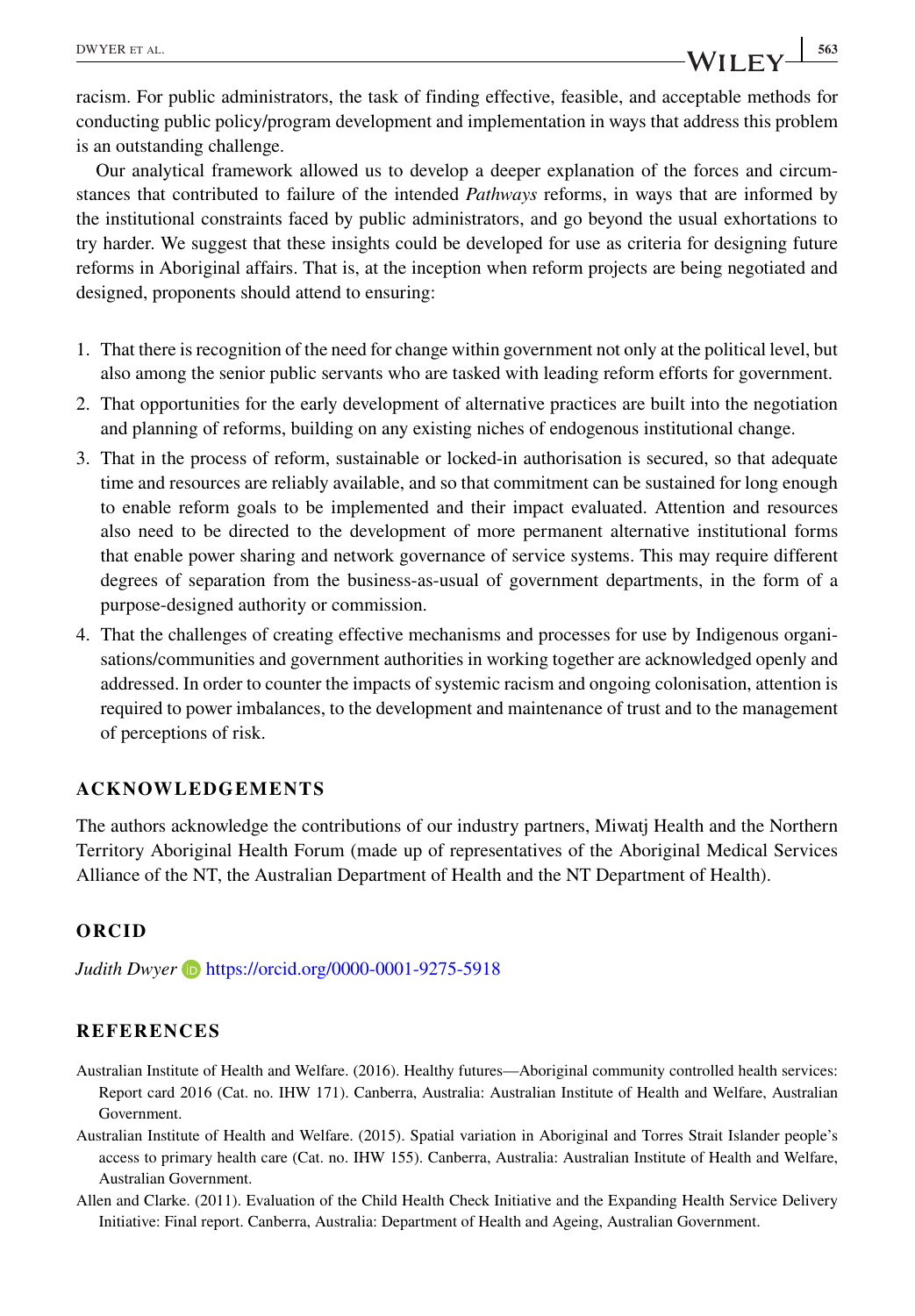racism. For public administrators, the task of finding effective, feasible, and acceptable methods for conducting public policy/program development and implementation in ways that address this problem is an outstanding challenge.

Our analytical framework allowed us to develop a deeper explanation of the forces and circumstances that contributed to failure of the intended *Pathways* reforms, in ways that are informed by the institutional constraints faced by public administrators, and go beyond the usual exhortations to try harder. We suggest that these insights could be developed for use as criteria for designing future reforms in Aboriginal affairs. That is, at the inception when reform projects are being negotiated and designed, proponents should attend to ensuring:

1. That there is recognition of the need for change within government not only at the political level, but also among the senior public servants who are tasked with leading reform efforts for government.
2. That opportunities for the early development of alternative practices are built into the negotiation and planning of reforms, building on any existing niches of endogenous institutional change.
3. That in the process of reform, sustainable or locked-in authorisation is secured, so that adequate time and resources are reliably available, and so that commitment can be sustained for long enough to enable reform goals to be implemented and their impact evaluated. Attention and resources also need to be directed to the development of more permanent alternative institutional forms that enable power sharing and network governance of service systems. This may require different degrees of separation from the business-as-usual of government departments, in the form of a purpose-designed authority or commission.
4. That the challenges of creating effective mechanisms and processes for use by Indigenous organisations/communities and government authorities in working together are acknowledged openly and addressed. In order to counter the impacts of systemic racism and ongoing colonisation, attention is required to power imbalances, to the development and maintenance of trust and to the management of perceptions of risk.

## ACKNOWLEDGEMENTS

The authors acknowledge the contributions of our industry partners, Miwatj Health and the Northern Territory Aboriginal Health Forum (made up of representatives of the Aboriginal Medical Services Alliance of the NT, the Australian Department of Health and the NT Department of Health).

## ORCID

*Judith Dwyer* https://orcid.org/0000-0001-9275-5918

## REFERENCES

Australian Institute of Health and Welfare. (2016). Healthy futures—Aboriginal community controlled health services: Report card 2016 (Cat. no. IHW 171). Canberra, Australia: Australian Institute of Health and Welfare, Australian Government.

Australian Institute of Health and Welfare. (2015). Spatial variation in Aboriginal and Torres Strait Islander people's access to primary health care (Cat. no. IHW 155). Canberra, Australia: Australian Institute of Health and Welfare, Australian Government.

Allen and Clarke. (2011). Evaluation of the Child Health Check Initiative and the Expanding Health Service Delivery Initiative: Final report. Canberra, Australia: Department of Health and Ageing, Australian Government.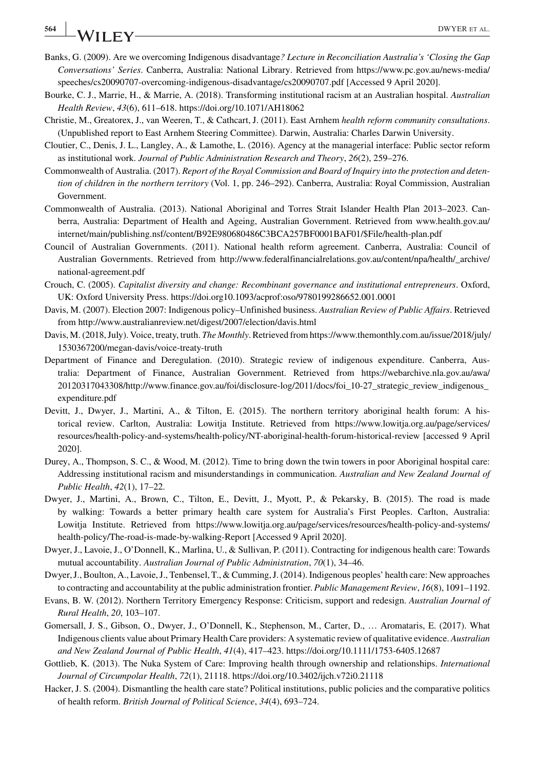Banks, G. (2009). Are we overcoming Indigenous disadvantage*? Lecture in Reconciliation Australia's 'Closing the Gap Conversations' Series*. Canberra, Australia: National Library. Retrieved from https://www.pc.gov.au/news-media/speeches/cs20090707-overcoming-indigenous-disadvantage/cs20090707.pdf [Accessed 9 April 2020].

Bourke, C. J., Marrie, H., & Marrie, A. (2018). Transforming institutional racism at an Australian hospital. *Australian Health Review*, *43*(6), 611–618. https://doi.org/10.1071/AH18062

Christie, M., Greatorex, J., van Weeren, T., & Cathcart, J. (2011). East Arnhem *health reform community consultations*. (Unpublished report to East Arnhem Steering Committee). Darwin, Australia: Charles Darwin University.

Cloutier, C., Denis, J. L., Langley, A., & Lamothe, L. (2016). Agency at the managerial interface: Public sector reform as institutional work. *Journal of Public Administration Research and Theory*, *26*(2), 259–276.

Commonwealth of Australia. (2017). *Report of the Royal Commission and Board of Inquiry into the protection and detention of children in the northern territory* (Vol. 1, pp. 246–292). Canberra, Australia: Royal Commission, Australian Government.

Commonwealth of Australia. (2013). National Aboriginal and Torres Strait Islander Health Plan 2013–2023. Canberra, Australia: Department of Health and Ageing, Australian Government. Retrieved from www.health.gov.au/internet/main/publishing.nsf/content/B92E980680486C3BCA257BF0001BAF01/$File/health-plan.pdf

Council of Australian Governments. (2011). National health reform agreement. Canberra, Australia: Council of Australian Governments. Retrieved from http://www.federalfinancialrelations.gov.au/content/npa/health/_archive/national-agreement.pdf

Crouch, C. (2005). *Capitalist diversity and change: Recombinant governance and institutional entrepreneurs*. Oxford, UK: Oxford University Press. https://doi.org10.1093/acprof:oso/9780199286652.001.0001

Davis, M. (2007). Election 2007: Indigenous policy–Unfinished business. *Australian Review of Public Affairs*. Retrieved from http://www.australianreview.net/digest/2007/election/davis.html

Davis, M. (2018, July). Voice, treaty, truth. *The Monthly*. Retrieved from https://www.themonthly.com.au/issue/2018/july/1530367200/megan-davis/voice-treaty-truth

Department of Finance and Deregulation. (2010). Strategic review of indigenous expenditure. Canberra, Australia: Department of Finance, Australian Government. Retrieved from https://webarchive.nla.gov.au/awa/20120317043308/http://www.finance.gov.au/foi/disclosure-log/2011/docs/foi_10-27_strategic_review_indigenous_expenditure.pdf

Devitt, J., Dwyer, J., Martini, A., & Tilton, E. (2015). The northern territory aboriginal health forum: A historical review. Carlton, Australia: Lowitja Institute. Retrieved from https://www.lowitja.org.au/page/services/resources/health-policy-and-systems/health-policy/NT-aboriginal-health-forum-historical-review [accessed 9 April 2020].

Durey, A., Thompson, S. C., & Wood, M. (2012). Time to bring down the twin towers in poor Aboriginal hospital care: Addressing institutional racism and misunderstandings in communication. *Australian and New Zealand Journal of Public Health*, *42*(1), 17–22.

Dwyer, J., Martini, A., Brown, C., Tilton, E., Devitt, J., Myott, P., & Pekarsky, B. (2015). The road is made by walking: Towards a better primary health care system for Australia's First Peoples. Carlton, Australia: Lowitja Institute. Retrieved from https://www.lowitja.org.au/page/services/resources/health-policy-and-systems/health-policy/The-road-is-made-by-walking-Report [Accessed 9 April 2020].

Dwyer, J., Lavoie, J., O'Donnell, K., Marlina, U., & Sullivan, P. (2011). Contracting for indigenous health care: Towards mutual accountability. *Australian Journal of Public Administration*, *70*(1), 34–46.

Dwyer, J., Boulton, A., Lavoie, J., Tenbensel, T., & Cumming, J. (2014). Indigenous peoples' health care: New approaches to contracting and accountability at the public administration frontier. *Public Management Review*, *16*(8), 1091–1192.

Evans, B. W. (2012). Northern Territory Emergency Response: Criticism, support and redesign. *Australian Journal of Rural Health*, *20*, 103–107.

Gomersall, J. S., Gibson, O., Dwyer, J., O'Donnell, K., Stephenson, M., Carter, D., … Aromataris, E. (2017). What Indigenous clients value about Primary Health Care providers: A systematic review of qualitative evidence. *Australian and New Zealand Journal of Public Health*, *41*(4), 417–423. https://doi.org/10.1111/1753-6405.12687

Gottlieb, K. (2013). The Nuka System of Care: Improving health through ownership and relationships. *International Journal of Circumpolar Health*, *72*(1), 21118. https://doi.org/10.3402/ijch.v72i0.21118

Hacker, J. S. (2004). Dismantling the health care state? Political institutions, public policies and the comparative politics of health reform. *British Journal of Political Science*, *34*(4), 693–724.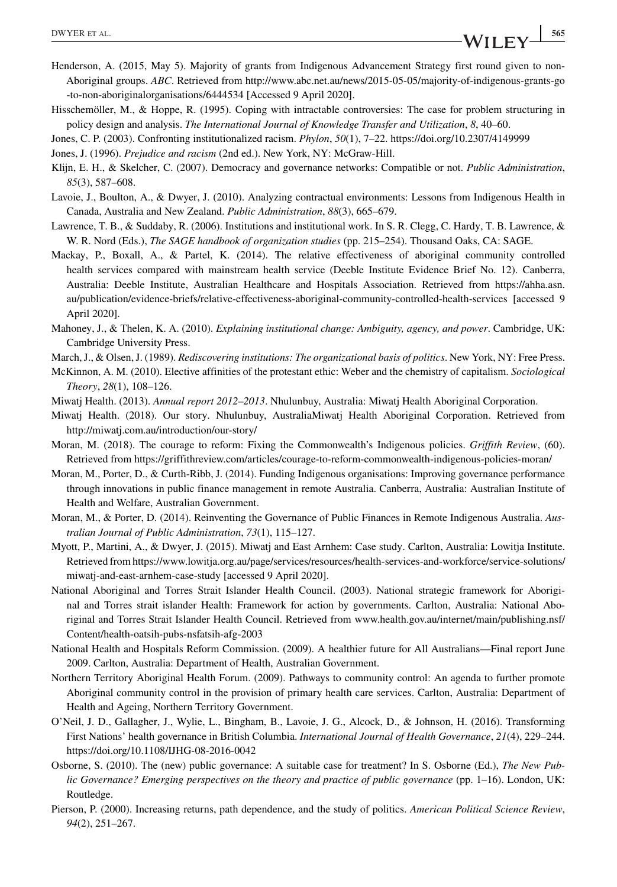Henderson, A. (2015, May 5). Majority of grants from Indigenous Advancement Strategy first round given to non-Aboriginal groups. *ABC*. Retrieved from http://www.abc.net.au/news/2015-05-05/majority-of-indigenous-grants-go-to-non-aboriginalorganisations/6444534 [Accessed 9 April 2020].

Hisschemöller, M., & Hoppe, R. (1995). Coping with intractable controversies: The case for problem structuring in policy design and analysis. *The International Journal of Knowledge Transfer and Utilization*, *8*, 40–60.

Jones, C. P. (2003). Confronting institutionalized racism. *Phylon*, *50*(1), 7–22. https://doi.org/10.2307/4149999

Jones, J. (1996). *Prejudice and racism* (2nd ed.). New York, NY: McGraw-Hill.

Klijn, E. H., & Skelcher, C. (2007). Democracy and governance networks: Compatible or not. *Public Administration*, *85*(3), 587–608.

Lavoie, J., Boulton, A., & Dwyer, J. (2010). Analyzing contractual environments: Lessons from Indigenous Health in Canada, Australia and New Zealand. *Public Administration*, *88*(3), 665–679.

Lawrence, T. B., & Suddaby, R. (2006). Institutions and institutional work. In S. R. Clegg, C. Hardy, T. B. Lawrence, & W. R. Nord (Eds.), *The SAGE handbook of organization studies* (pp. 215–254). Thousand Oaks, CA: SAGE.

Mackay, P., Boxall, A., & Partel, K. (2014). The relative effectiveness of aboriginal community controlled health services compared with mainstream health service (Deeble Institute Evidence Brief No. 12). Canberra, Australia: Deeble Institute, Australian Healthcare and Hospitals Association. Retrieved from https://ahha.asn.au/publication/evidence-briefs/relative-effectiveness-aboriginal-community-controlled-health-services [accessed 9 April 2020].

Mahoney, J., & Thelen, K. A. (2010). *Explaining institutional change: Ambiguity, agency, and power*. Cambridge, UK: Cambridge University Press.

March, J., & Olsen, J. (1989). *Rediscovering institutions: The organizational basis of politics*. New York, NY: Free Press.

McKinnon, A. M. (2010). Elective affinities of the protestant ethic: Weber and the chemistry of capitalism. *Sociological Theory*, *28*(1), 108–126.

Miwatj Health. (2013). *Annual report 2012–2013*. Nhulunbuy, Australia: Miwatj Health Aboriginal Corporation.

Miwatj Health. (2018). Our story. Nhulunbuy, AustraliaMiwatj Health Aboriginal Corporation. Retrieved from http://miwatj.com.au/introduction/our-story/

Moran, M. (2018). The courage to reform: Fixing the Commonwealth's Indigenous policies. *Griffith Review*, (60). Retrieved from https://griffithreview.com/articles/courage-to-reform-commonwealth-indigenous-policies-moran/

Moran, M., Porter, D., & Curth-Ribb, J. (2014). Funding Indigenous organisations: Improving governance performance through innovations in public finance management in remote Australia. Canberra, Australia: Australian Institute of Health and Welfare, Australian Government.

Moran, M., & Porter, D. (2014). Reinventing the Governance of Public Finances in Remote Indigenous Australia. *Australian Journal of Public Administration*, *73*(1), 115–127.

Myott, P., Martini, A., & Dwyer, J. (2015). Miwatj and East Arnhem: Case study. Carlton, Australia: Lowitja Institute. Retrieved from https://www.lowitja.org.au/page/services/resources/health-services-and-workforce/service-solutions/miwatj-and-east-arnhem-case-study [accessed 9 April 2020].

National Aboriginal and Torres Strait Islander Health Council. (2003). National strategic framework for Aboriginal and Torres strait islander Health: Framework for action by governments. Carlton, Australia: National Aboriginal and Torres Strait Islander Health Council. Retrieved from www.health.gov.au/internet/main/publishing.nsf/Content/health-oatsih-pubs-nsfatsih-afg-2003

National Health and Hospitals Reform Commission. (2009). A healthier future for All Australians—Final report June 2009. Carlton, Australia: Department of Health, Australian Government.

Northern Territory Aboriginal Health Forum. (2009). Pathways to community control: An agenda to further promote Aboriginal community control in the provision of primary health care services. Carlton, Australia: Department of Health and Ageing, Northern Territory Government.

O'Neil, J. D., Gallagher, J., Wylie, L., Bingham, B., Lavoie, J. G., Alcock, D., & Johnson, H. (2016). Transforming First Nations' health governance in British Columbia. *International Journal of Health Governance*, *21*(4), 229–244. https://doi.org/10.1108/IJHG-08-2016-0042

Osborne, S. (2010). The (new) public governance: A suitable case for treatment? In S. Osborne (Ed.), *The New Public Governance? Emerging perspectives on the theory and practice of public governance* (pp. 1–16). London, UK: Routledge.

Pierson, P. (2000). Increasing returns, path dependence, and the study of politics. *American Political Science Review*, *94*(2), 251–267.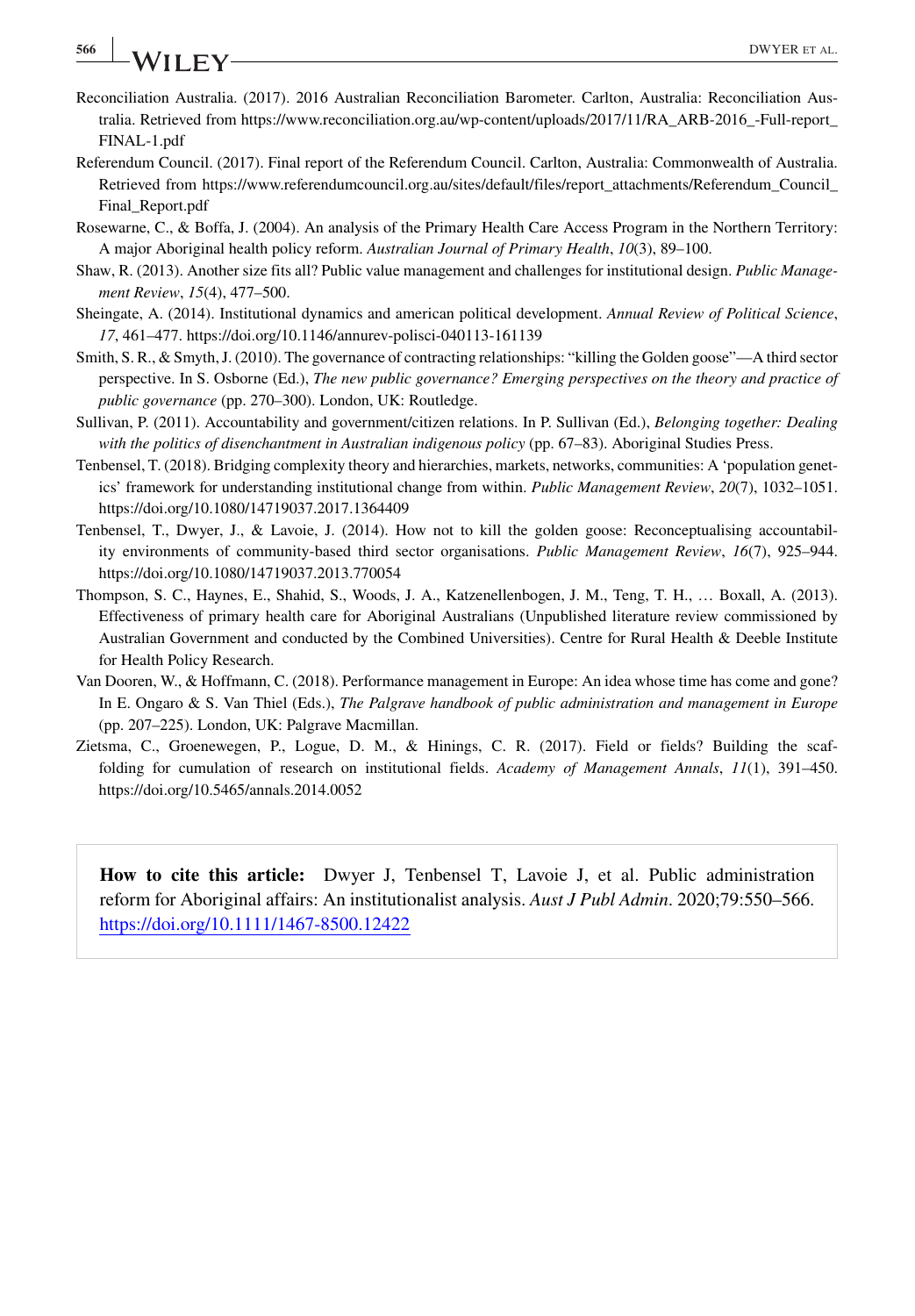Reconciliation Australia. (2017). 2016 Australian Reconciliation Barometer. Carlton, Australia: Reconciliation Australia. Retrieved from https://www.reconciliation.org.au/wp-content/uploads/2017/11/RA_ARB-2016_-Full-report_FINAL-1.pdf

Referendum Council. (2017). Final report of the Referendum Council. Carlton, Australia: Commonwealth of Australia. Retrieved from https://www.referendumcouncil.org.au/sites/default/files/report_attachments/Referendum_Council_Final_Report.pdf

Rosewarne, C., & Boffa, J. (2004). An analysis of the Primary Health Care Access Program in the Northern Territory: A major Aboriginal health policy reform. *Australian Journal of Primary Health*, *10*(3), 89–100.

Shaw, R. (2013). Another size fits all? Public value management and challenges for institutional design. *Public Management Review*, *15*(4), 477–500.

Sheingate, A. (2014). Institutional dynamics and american political development. *Annual Review of Political Science*, *17*, 461–477. https://doi.org/10.1146/annurev-polisci-040113-161139

Smith, S. R., & Smyth, J. (2010). The governance of contracting relationships: "killing the Golden goose"—A third sector perspective. In S. Osborne (Ed.), *The new public governance? Emerging perspectives on the theory and practice of public governance* (pp. 270–300). London, UK: Routledge.

Sullivan, P. (2011). Accountability and government/citizen relations. In P. Sullivan (Ed.), *Belonging together: Dealing with the politics of disenchantment in Australian indigenous policy* (pp. 67–83). Aboriginal Studies Press.

Tenbensel, T. (2018). Bridging complexity theory and hierarchies, markets, networks, communities: A 'population genetics' framework for understanding institutional change from within. *Public Management Review*, *20*(7), 1032–1051. https://doi.org/10.1080/14719037.2017.1364409

Tenbensel, T., Dwyer, J., & Lavoie, J. (2014). How not to kill the golden goose: Reconceptualising accountability environments of community-based third sector organisations. *Public Management Review*, *16*(7), 925–944. https://doi.org/10.1080/14719037.2013.770054

Thompson, S. C., Haynes, E., Shahid, S., Woods, J. A., Katzenellenbogen, J. M., Teng, T. H., … Boxall, A. (2013). Effectiveness of primary health care for Aboriginal Australians (Unpublished literature review commissioned by Australian Government and conducted by the Combined Universities). Centre for Rural Health & Deeble Institute for Health Policy Research.

Van Dooren, W., & Hoffmann, C. (2018). Performance management in Europe: An idea whose time has come and gone? In E. Ongaro & S. Van Thiel (Eds.), *The Palgrave handbook of public administration and management in Europe* (pp. 207–225). London, UK: Palgrave Macmillan.

Zietsma, C., Groenewegen, P., Logue, D. M., & Hinings, C. R. (2017). Field or fields? Building the scaffolding for cumulation of research on institutional fields. *Academy of Management Annals*, *11*(1), 391–450. https://doi.org/10.5465/annals.2014.0052

**How to cite this article:** Dwyer J, Tenbensel T, Lavoie J, et al. Public administration reform for Aboriginal affairs: An institutionalist analysis. *Aust J Publ Admin*. 2020;79:550–566. https://doi.org/10.1111/1467-8500.12422